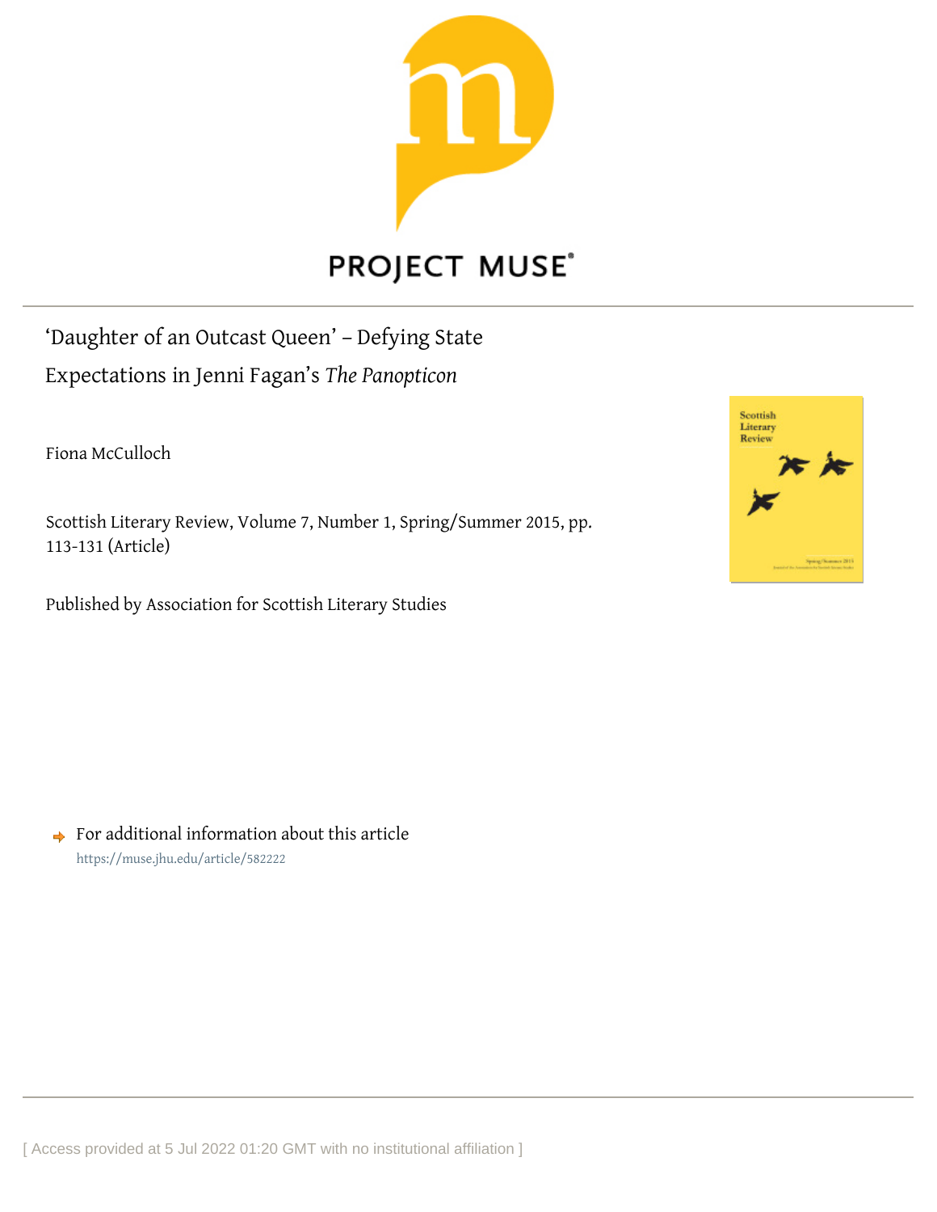PROJECT MUSE

# 'Daughter of an Outcast Queen' – Defying State Expectations in Jenni Fagan's *The Panopticon*

Fiona McCulloch

Scottish Literary Review, Volume 7, Number 1, Spring/Summer 2015, pp. 113-131 (Article)

Published by Association for Scottish Literary Studies

For additional information about this article
https://muse.jhu.edu/article/582222

[ Access provided at 5 Jul 2022 01:20 GMT with no institutional affiliation ]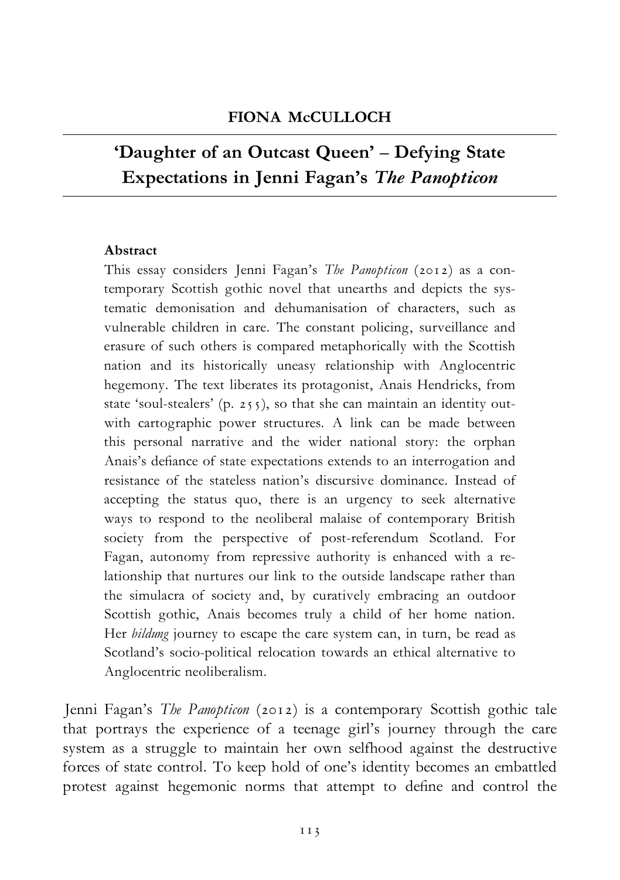**FIONA McCULLOCH**

# 'Daughter of an Outcast Queen' – Defying State Expectations in Jenni Fagan's *The Panopticon*

**Abstract**

This essay considers Jenni Fagan's *The Panopticon* (2012) as a contemporary Scottish gothic novel that unearths and depicts the systematic demonisation and dehumanisation of characters, such as vulnerable children in care. The constant policing, surveillance and erasure of such others is compared metaphorically with the Scottish nation and its historically uneasy relationship with Anglocentric hegemony. The text liberates its protagonist, Anais Hendricks, from state 'soul-stealers' (p. 255), so that she can maintain an identity outwith cartographic power structures. A link can be made between this personal narrative and the wider national story: the orphan Anais's defiance of state expectations extends to an interrogation and resistance of the stateless nation's discursive dominance. Instead of accepting the status quo, there is an urgency to seek alternative ways to respond to the neoliberal malaise of contemporary British society from the perspective of post-referendum Scotland. For Fagan, autonomy from repressive authority is enhanced with a relationship that nurtures our link to the outside landscape rather than the simulacra of society and, by curatively embracing an outdoor Scottish gothic, Anais becomes truly a child of her home nation. Her *bildung* journey to escape the care system can, in turn, be read as Scotland's socio-political relocation towards an ethical alternative to Anglocentric neoliberalism.

Jenni Fagan's *The Panopticon* (2012) is a contemporary Scottish gothic tale that portrays the experience of a teenage girl's journey through the care system as a struggle to maintain her own selfhood against the destructive forces of state control. To keep hold of one's identity becomes an embattled protest against hegemonic norms that attempt to define and control the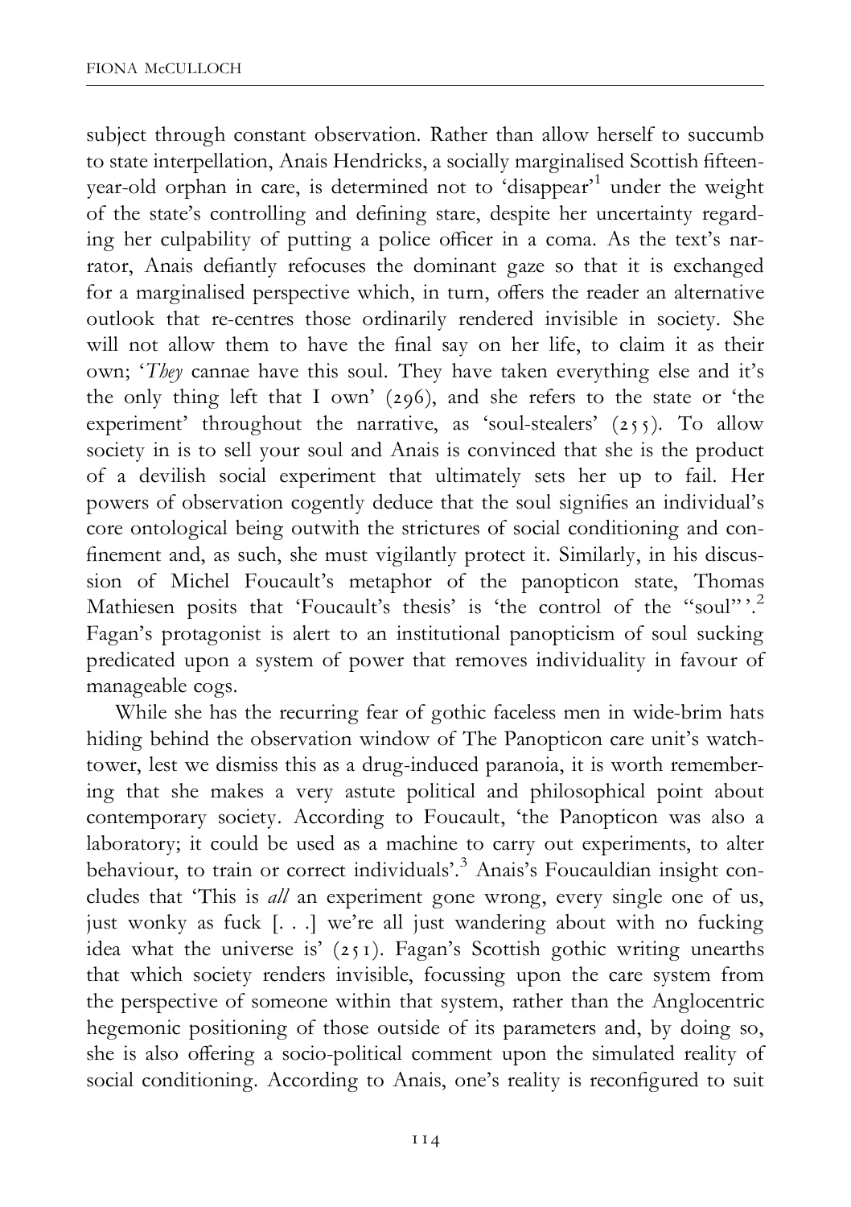subject through constant observation. Rather than allow herself to succumb to state interpellation, Anais Hendricks, a socially marginalised Scottish fifteen-year-old orphan in care, is determined not to 'disappear'[1] under the weight of the state's controlling and defining stare, despite her uncertainty regarding her culpability of putting a police officer in a coma. As the text's narrator, Anais defiantly refocuses the dominant gaze so that it is exchanged for a marginalised perspective which, in turn, offers the reader an alternative outlook that re-centres those ordinarily rendered invisible in society. She will not allow them to have the final say on her life, to claim it as their own; '*They* cannae have this soul. They have taken everything else and it's the only thing left that I own' (296), and she refers to the state or 'the experiment' throughout the narrative, as 'soul-stealers' (255). To allow society in is to sell your soul and Anais is convinced that she is the product of a devilish social experiment that ultimately sets her up to fail. Her powers of observation cogently deduce that the soul signifies an individual's core ontological being outwith the strictures of social conditioning and confinement and, as such, she must vigilantly protect it. Similarly, in his discussion of Michel Foucault's metaphor of the panopticon state, Thomas Mathiesen posits that 'Foucault's thesis' is 'the control of the "soul"'.[2] Fagan's protagonist is alert to an institutional panopticism of soul sucking predicated upon a system of power that removes individuality in favour of manageable cogs.

While she has the recurring fear of gothic faceless men in wide-brim hats hiding behind the observation window of The Panopticon care unit's watchtower, lest we dismiss this as a drug-induced paranoia, it is worth remembering that she makes a very astute political and philosophical point about contemporary society. According to Foucault, 'the Panopticon was also a laboratory; it could be used as a machine to carry out experiments, to alter behaviour, to train or correct individuals'.[3] Anais's Foucauldian insight concludes that 'This is *all* an experiment gone wrong, every single one of us, just wonky as fuck [. . .] we're all just wandering about with no fucking idea what the universe is' (251). Fagan's Scottish gothic writing unearths that which society renders invisible, focussing upon the care system from the perspective of someone within that system, rather than the Anglocentric hegemonic positioning of those outside of its parameters and, by doing so, she is also offering a socio-political comment upon the simulated reality of social conditioning. According to Anais, one's reality is reconfigured to suit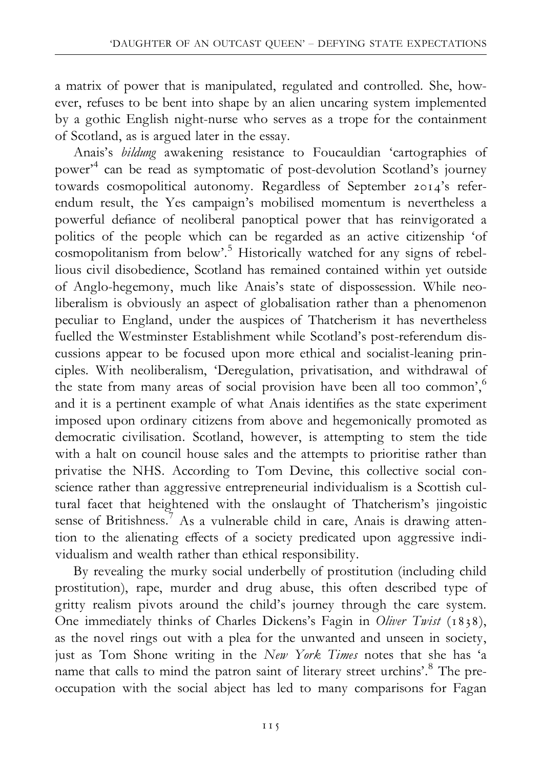a matrix of power that is manipulated, regulated and controlled. She, however, refuses to be bent into shape by an alien uncaring system implemented by a gothic English night-nurse who serves as a trope for the containment of Scotland, as is argued later in the essay.

Anais's *bildung* awakening resistance to Foucauldian 'cartographies of power'[4] can be read as symptomatic of post-devolution Scotland's journey towards cosmopolitical autonomy. Regardless of September 2014's referendum result, the Yes campaign's mobilised momentum is nevertheless a powerful defiance of neoliberal panoptical power that has reinvigorated a politics of the people which can be regarded as an active citizenship 'of cosmopolitanism from below'.[5] Historically watched for any signs of rebellious civil disobedience, Scotland has remained contained within yet outside of Anglo-hegemony, much like Anais's state of dispossession. While neoliberalism is obviously an aspect of globalisation rather than a phenomenon peculiar to England, under the auspices of Thatcherism it has nevertheless fuelled the Westminster Establishment while Scotland's post-referendum discussions appear to be focused upon more ethical and socialist-leaning principles. With neoliberalism, 'Deregulation, privatisation, and withdrawal of the state from many areas of social provision have been all too common',[6] and it is a pertinent example of what Anais identifies as the state experiment imposed upon ordinary citizens from above and hegemonically promoted as democratic civilisation. Scotland, however, is attempting to stem the tide with a halt on council house sales and the attempts to prioritise rather than privatise the NHS. According to Tom Devine, this collective social conscience rather than aggressive entrepreneurial individualism is a Scottish cultural facet that heightened with the onslaught of Thatcherism's jingoistic sense of Britishness.[7] As a vulnerable child in care, Anais is drawing attention to the alienating effects of a society predicated upon aggressive individualism and wealth rather than ethical responsibility.

By revealing the murky social underbelly of prostitution (including child prostitution), rape, murder and drug abuse, this often described type of gritty realism pivots around the child's journey through the care system. One immediately thinks of Charles Dickens's Fagin in *Oliver Twist* (1838), as the novel rings out with a plea for the unwanted and unseen in society, just as Tom Shone writing in the *New York Times* notes that she has 'a name that calls to mind the patron saint of literary street urchins'.[8] The preoccupation with the social abject has led to many comparisons for Fagan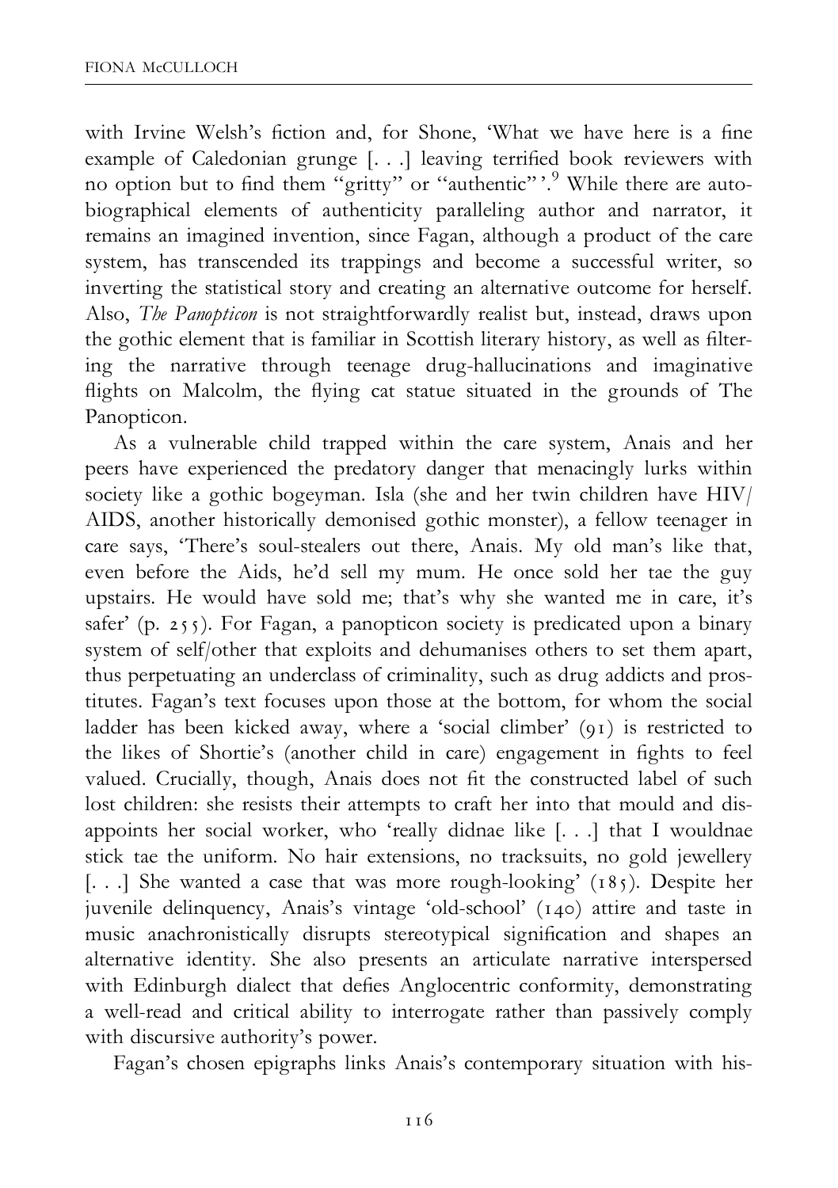with Irvine Welsh's fiction and, for Shone, 'What we have here is a fine example of Caledonian grunge [. . .] leaving terrified book reviewers with no option but to find them "gritty" or "authentic"'.[9] While there are autobiographical elements of authenticity paralleling author and narrator, it remains an imagined invention, since Fagan, although a product of the care system, has transcended its trappings and become a successful writer, so inverting the statistical story and creating an alternative outcome for herself. Also, *The Panopticon* is not straightforwardly realist but, instead, draws upon the gothic element that is familiar in Scottish literary history, as well as filtering the narrative through teenage drug-hallucinations and imaginative flights on Malcolm, the flying cat statue situated in the grounds of The Panopticon.

As a vulnerable child trapped within the care system, Anais and her peers have experienced the predatory danger that menacingly lurks within society like a gothic bogeyman. Isla (she and her twin children have HIV/AIDS, another historically demonised gothic monster), a fellow teenager in care says, 'There's soul-stealers out there, Anais. My old man's like that, even before the Aids, he'd sell my mum. He once sold her tae the guy upstairs. He would have sold me; that's why she wanted me in care, it's safer' (p. 255). For Fagan, a panopticon society is predicated upon a binary system of self/other that exploits and dehumanises others to set them apart, thus perpetuating an underclass of criminality, such as drug addicts and prostitutes. Fagan's text focuses upon those at the bottom, for whom the social ladder has been kicked away, where a 'social climber' (91) is restricted to the likes of Shortie's (another child in care) engagement in fights to feel valued. Crucially, though, Anais does not fit the constructed label of such lost children: she resists their attempts to craft her into that mould and disappoints her social worker, who 'really didnae like [. . .] that I wouldnae stick tae the uniform. No hair extensions, no tracksuits, no gold jewellery [. . .] She wanted a case that was more rough-looking' (185). Despite her juvenile delinquency, Anais's vintage 'old-school' (140) attire and taste in music anachronistically disrupts stereotypical signification and shapes an alternative identity. She also presents an articulate narrative interspersed with Edinburgh dialect that defies Anglocentric conformity, demonstrating a well-read and critical ability to interrogate rather than passively comply with discursive authority's power.

Fagan's chosen epigraphs links Anais's contemporary situation with his-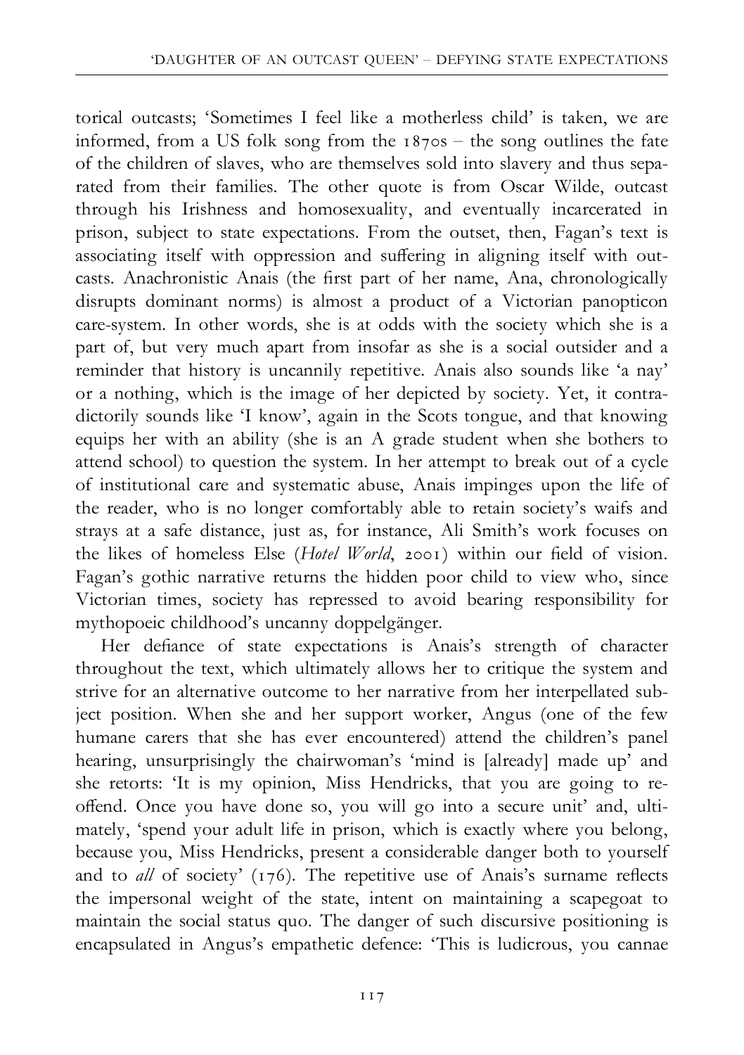torical outcasts; 'Sometimes I feel like a motherless child' is taken, we are informed, from a US folk song from the 1870s – the song outlines the fate of the children of slaves, who are themselves sold into slavery and thus separated from their families. The other quote is from Oscar Wilde, outcast through his Irishness and homosexuality, and eventually incarcerated in prison, subject to state expectations. From the outset, then, Fagan's text is associating itself with oppression and suffering in aligning itself with outcasts. Anachronistic Anais (the first part of her name, Ana, chronologically disrupts dominant norms) is almost a product of a Victorian panopticon care-system. In other words, she is at odds with the society which she is a part of, but very much apart from insofar as she is a social outsider and a reminder that history is uncannily repetitive. Anais also sounds like 'a nay' or a nothing, which is the image of her depicted by society. Yet, it contradictorily sounds like 'I know', again in the Scots tongue, and that knowing equips her with an ability (she is an A grade student when she bothers to attend school) to question the system. In her attempt to break out of a cycle of institutional care and systematic abuse, Anais impinges upon the life of the reader, who is no longer comfortably able to retain society's waifs and strays at a safe distance, just as, for instance, Ali Smith's work focuses on the likes of homeless Else (*Hotel World*, 2001) within our field of vision. Fagan's gothic narrative returns the hidden poor child to view who, since Victorian times, society has repressed to avoid bearing responsibility for mythopoeic childhood's uncanny doppelgänger.

Her defiance of state expectations is Anais's strength of character throughout the text, which ultimately allows her to critique the system and strive for an alternative outcome to her narrative from her interpellated subject position. When she and her support worker, Angus (one of the few humane carers that she has ever encountered) attend the children's panel hearing, unsurprisingly the chairwoman's 'mind is [already] made up' and she retorts: 'It is my opinion, Miss Hendricks, that you are going to re-offend. Once you have done so, you will go into a secure unit' and, ultimately, 'spend your adult life in prison, which is exactly where you belong, because you, Miss Hendricks, present a considerable danger both to yourself and to *all* of society' (176). The repetitive use of Anais's surname reflects the impersonal weight of the state, intent on maintaining a scapegoat to maintain the social status quo. The danger of such discursive positioning is encapsulated in Angus's empathetic defence: 'This is ludicrous, you cannae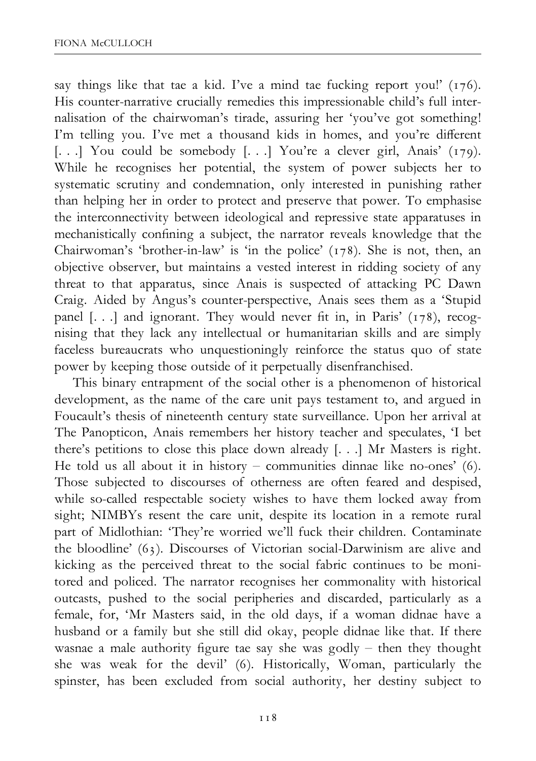say things like that tae a kid. I've a mind tae fucking report you!' (176). His counter-narrative crucially remedies this impressionable child's full internalisation of the chairwoman's tirade, assuring her 'you've got something! I'm telling you. I've met a thousand kids in homes, and you're different [. . .] You could be somebody [. . .] You're a clever girl, Anais' (179). While he recognises her potential, the system of power subjects her to systematic scrutiny and condemnation, only interested in punishing rather than helping her in order to protect and preserve that power. To emphasise the interconnectivity between ideological and repressive state apparatuses in mechanistically confining a subject, the narrator reveals knowledge that the Chairwoman's 'brother-in-law' is 'in the police' (178). She is not, then, an objective observer, but maintains a vested interest in ridding society of any threat to that apparatus, since Anais is suspected of attacking PC Dawn Craig. Aided by Angus's counter-perspective, Anais sees them as a 'Stupid panel [. . .] and ignorant. They would never fit in, in Paris' (178), recognising that they lack any intellectual or humanitarian skills and are simply faceless bureaucrats who unquestioningly reinforce the status quo of state power by keeping those outside of it perpetually disenfranchised.

This binary entrapment of the social other is a phenomenon of historical development, as the name of the care unit pays testament to, and argued in Foucault's thesis of nineteenth century state surveillance. Upon her arrival at The Panopticon, Anais remembers her history teacher and speculates, 'I bet there's petitions to close this place down already [. . .] Mr Masters is right. He told us all about it in history – communities dinnae like no-ones' (6). Those subjected to discourses of otherness are often feared and despised, while so-called respectable society wishes to have them locked away from sight; NIMBYs resent the care unit, despite its location in a remote rural part of Midlothian: 'They're worried we'll fuck their children. Contaminate the bloodline' (63). Discourses of Victorian social-Darwinism are alive and kicking as the perceived threat to the social fabric continues to be monitored and policed. The narrator recognises her commonality with historical outcasts, pushed to the social peripheries and discarded, particularly as a female, for, 'Mr Masters said, in the old days, if a woman didnae have a husband or a family but she still did okay, people didnae like that. If there wasnae a male authority figure tae say she was godly – then they thought she was weak for the devil' (6). Historically, Woman, particularly the spinster, has been excluded from social authority, her destiny subject to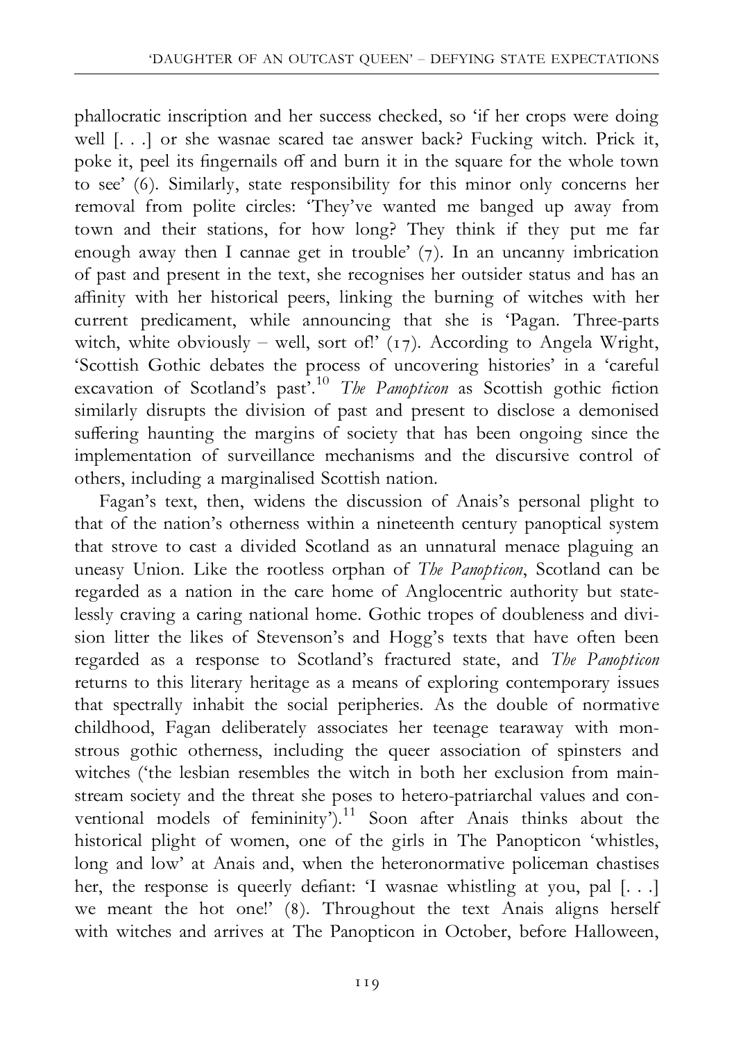phallocratic inscription and her success checked, so 'if her crops were doing well [. . .] or she wasnae scared tae answer back? Fucking witch. Prick it, poke it, peel its fingernails off and burn it in the square for the whole town to see' (6). Similarly, state responsibility for this minor only concerns her removal from polite circles: 'They've wanted me banged up away from town and their stations, for how long? They think if they put me far enough away then I cannae get in trouble' (7). In an uncanny imbrication of past and present in the text, she recognises her outsider status and has an affinity with her historical peers, linking the burning of witches with her current predicament, while announcing that she is 'Pagan. Three-parts witch, white obviously – well, sort of!' (17). According to Angela Wright, 'Scottish Gothic debates the process of uncovering histories' in a 'careful excavation of Scotland's past'.[10] *The Panopticon* as Scottish gothic fiction similarly disrupts the division of past and present to disclose a demonised suffering haunting the margins of society that has been ongoing since the implementation of surveillance mechanisms and the discursive control of others, including a marginalised Scottish nation.

Fagan's text, then, widens the discussion of Anais's personal plight to that of the nation's otherness within a nineteenth century panoptical system that strove to cast a divided Scotland as an unnatural menace plaguing an uneasy Union. Like the rootless orphan of *The Panopticon*, Scotland can be regarded as a nation in the care home of Anglocentric authority but statelessly craving a caring national home. Gothic tropes of doubleness and division litter the likes of Stevenson's and Hogg's texts that have often been regarded as a response to Scotland's fractured state, and *The Panopticon* returns to this literary heritage as a means of exploring contemporary issues that spectrally inhabit the social peripheries. As the double of normative childhood, Fagan deliberately associates her teenage tearaway with monstrous gothic otherness, including the queer association of spinsters and witches ('the lesbian resembles the witch in both her exclusion from mainstream society and the threat she poses to hetero-patriarchal values and conventional models of femininity').[11] Soon after Anais thinks about the historical plight of women, one of the girls in The Panopticon 'whistles, long and low' at Anais and, when the heteronormative policeman chastises her, the response is queerly defiant: 'I wasnae whistling at you, pal [. . .] we meant the hot one!' (8). Throughout the text Anais aligns herself with witches and arrives at The Panopticon in October, before Halloween,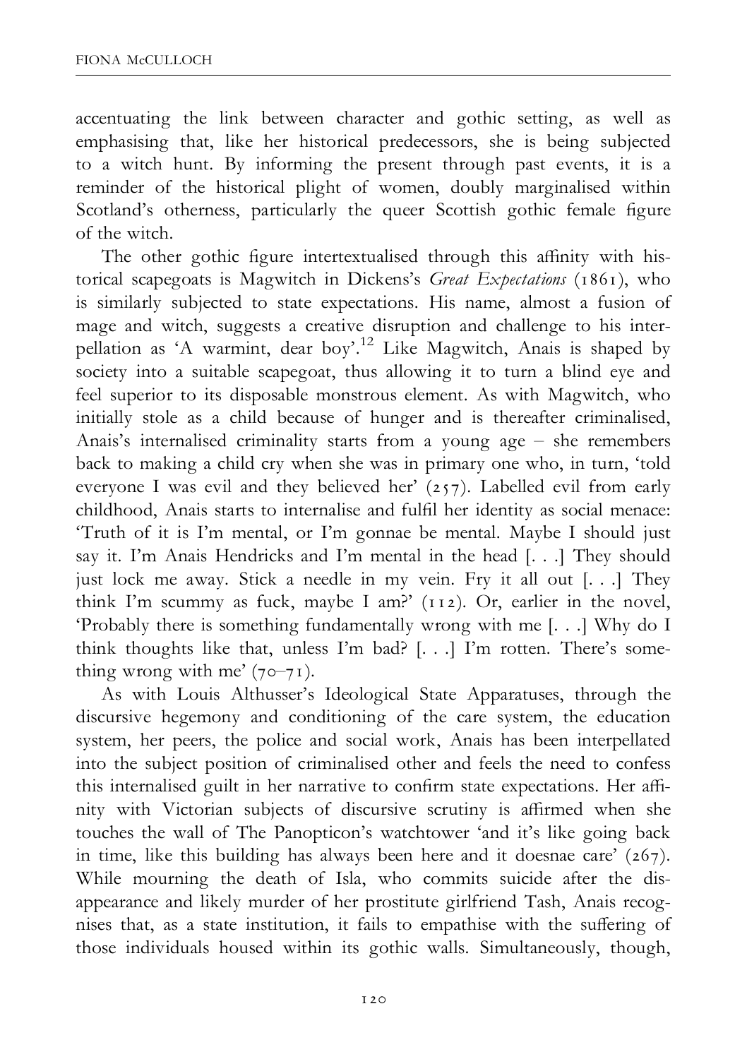accentuating the link between character and gothic setting, as well as emphasising that, like her historical predecessors, she is being subjected to a witch hunt. By informing the present through past events, it is a reminder of the historical plight of women, doubly marginalised within Scotland's otherness, particularly the queer Scottish gothic female figure of the witch.

The other gothic figure intertextualised through this affinity with historical scapegoats is Magwitch in Dickens's *Great Expectations* (1861), who is similarly subjected to state expectations. His name, almost a fusion of mage and witch, suggests a creative disruption and challenge to his interpellation as 'A warmint, dear boy'.[12] Like Magwitch, Anais is shaped by society into a suitable scapegoat, thus allowing it to turn a blind eye and feel superior to its disposable monstrous element. As with Magwitch, who initially stole as a child because of hunger and is thereafter criminalised, Anais's internalised criminality starts from a young age – she remembers back to making a child cry when she was in primary one who, in turn, 'told everyone I was evil and they believed her' (257). Labelled evil from early childhood, Anais starts to internalise and fulfil her identity as social menace: 'Truth of it is I'm mental, or I'm gonnae be mental. Maybe I should just say it. I'm Anais Hendricks and I'm mental in the head [. . .] They should just lock me away. Stick a needle in my vein. Fry it all out [. . .] They think I'm scummy as fuck, maybe I am?' (112). Or, earlier in the novel, 'Probably there is something fundamentally wrong with me [. . .] Why do I think thoughts like that, unless I'm bad? [. . .] I'm rotten. There's something wrong with me' (70–71).

As with Louis Althusser's Ideological State Apparatuses, through the discursive hegemony and conditioning of the care system, the education system, her peers, the police and social work, Anais has been interpellated into the subject position of criminalised other and feels the need to confess this internalised guilt in her narrative to confirm state expectations. Her affinity with Victorian subjects of discursive scrutiny is affirmed when she touches the wall of The Panopticon's watchtower 'and it's like going back in time, like this building has always been here and it doesnae care' (267). While mourning the death of Isla, who commits suicide after the disappearance and likely murder of her prostitute girlfriend Tash, Anais recognises that, as a state institution, it fails to empathise with the suffering of those individuals housed within its gothic walls. Simultaneously, though,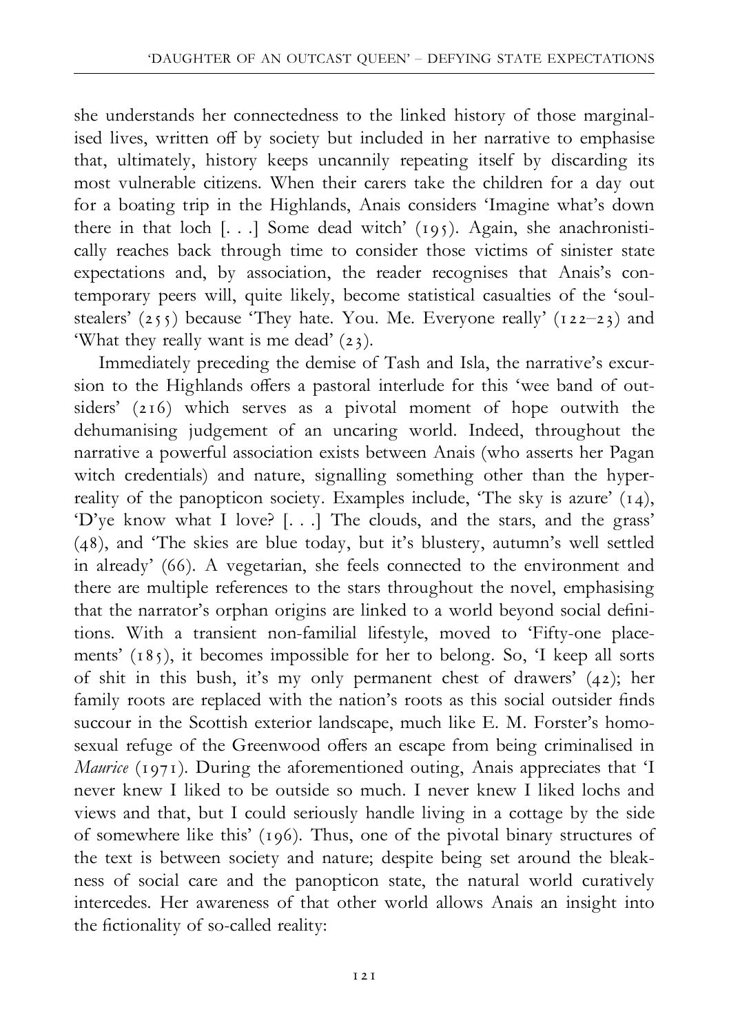she understands her connectedness to the linked history of those marginalised lives, written off by society but included in her narrative to emphasise that, ultimately, history keeps uncannily repeating itself by discarding its most vulnerable citizens. When their carers take the children for a day out for a boating trip in the Highlands, Anais considers 'Imagine what's down there in that loch [. . .] Some dead witch' (195). Again, she anachronistically reaches back through time to consider those victims of sinister state expectations and, by association, the reader recognises that Anais's contemporary peers will, quite likely, become statistical casualties of the 'soul-stealers' (255) because 'They hate. You. Me. Everyone really' (122–23) and 'What they really want is me dead' (23).

Immediately preceding the demise of Tash and Isla, the narrative's excursion to the Highlands offers a pastoral interlude for this 'wee band of outsiders' (216) which serves as a pivotal moment of hope outwith the dehumanising judgement of an uncaring world. Indeed, throughout the narrative a powerful association exists between Anais (who asserts her Pagan witch credentials) and nature, signalling something other than the hyperreality of the panopticon society. Examples include, 'The sky is azure' (14), 'D'ye know what I love? [. . .] The clouds, and the stars, and the grass' (48), and 'The skies are blue today, but it's blustery, autumn's well settled in already' (66). A vegetarian, she feels connected to the environment and there are multiple references to the stars throughout the novel, emphasising that the narrator's orphan origins are linked to a world beyond social definitions. With a transient non-familial lifestyle, moved to 'Fifty-one placements' (185), it becomes impossible for her to belong. So, 'I keep all sorts of shit in this bush, it's my only permanent chest of drawers' (42); her family roots are replaced with the nation's roots as this social outsider finds succour in the Scottish exterior landscape, much like E. M. Forster's homosexual refuge of the Greenwood offers an escape from being criminalised in *Maurice* (1971). During the aforementioned outing, Anais appreciates that 'I never knew I liked to be outside so much. I never knew I liked lochs and views and that, but I could seriously handle living in a cottage by the side of somewhere like this' (196). Thus, one of the pivotal binary structures of the text is between society and nature; despite being set around the bleakness of social care and the panopticon state, the natural world curatively intercedes. Her awareness of that other world allows Anais an insight into the fictionality of so-called reality: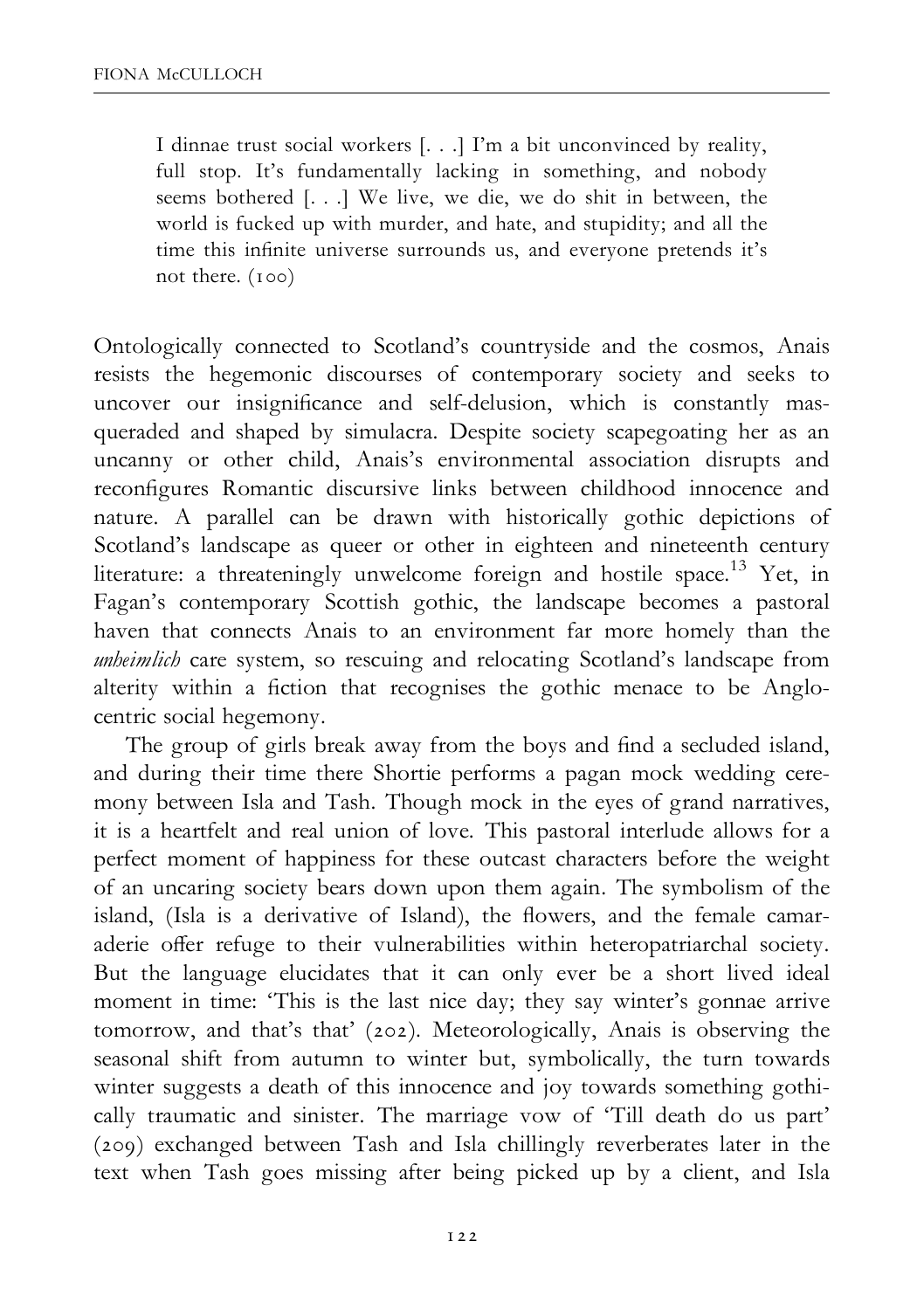> I dinnae trust social workers [. . .] I'm a bit unconvinced by reality, full stop. It's fundamentally lacking in something, and nobody seems bothered [. . .] We live, we die, we do shit in between, the world is fucked up with murder, and hate, and stupidity; and all the time this infinite universe surrounds us, and everyone pretends it's not there. (100)

Ontologically connected to Scotland's countryside and the cosmos, Anais resists the hegemonic discourses of contemporary society and seeks to uncover our insignificance and self-delusion, which is constantly masqueraded and shaped by simulacra. Despite society scapegoating her as an uncanny or other child, Anais's environmental association disrupts and reconfigures Romantic discursive links between childhood innocence and nature. A parallel can be drawn with historically gothic depictions of Scotland's landscape as queer or other in eighteen and nineteenth century literature: a threateningly unwelcome foreign and hostile space.[13] Yet, in Fagan's contemporary Scottish gothic, the landscape becomes a pastoral haven that connects Anais to an environment far more homely than the *unheimlich* care system, so rescuing and relocating Scotland's landscape from alterity within a fiction that recognises the gothic menace to be Anglocentric social hegemony.

The group of girls break away from the boys and find a secluded island, and during their time there Shortie performs a pagan mock wedding ceremony between Isla and Tash. Though mock in the eyes of grand narratives, it is a heartfelt and real union of love. This pastoral interlude allows for a perfect moment of happiness for these outcast characters before the weight of an uncaring society bears down upon them again. The symbolism of the island, (Isla is a derivative of Island), the flowers, and the female camaraderie offer refuge to their vulnerabilities within heteropatriarchal society. But the language elucidates that it can only ever be a short lived ideal moment in time: 'This is the last nice day; they say winter's gonnae arrive tomorrow, and that's that' (202). Meteorologically, Anais is observing the seasonal shift from autumn to winter but, symbolically, the turn towards winter suggests a death of this innocence and joy towards something gothically traumatic and sinister. The marriage vow of 'Till death do us part' (209) exchanged between Tash and Isla chillingly reverberates later in the text when Tash goes missing after being picked up by a client, and Isla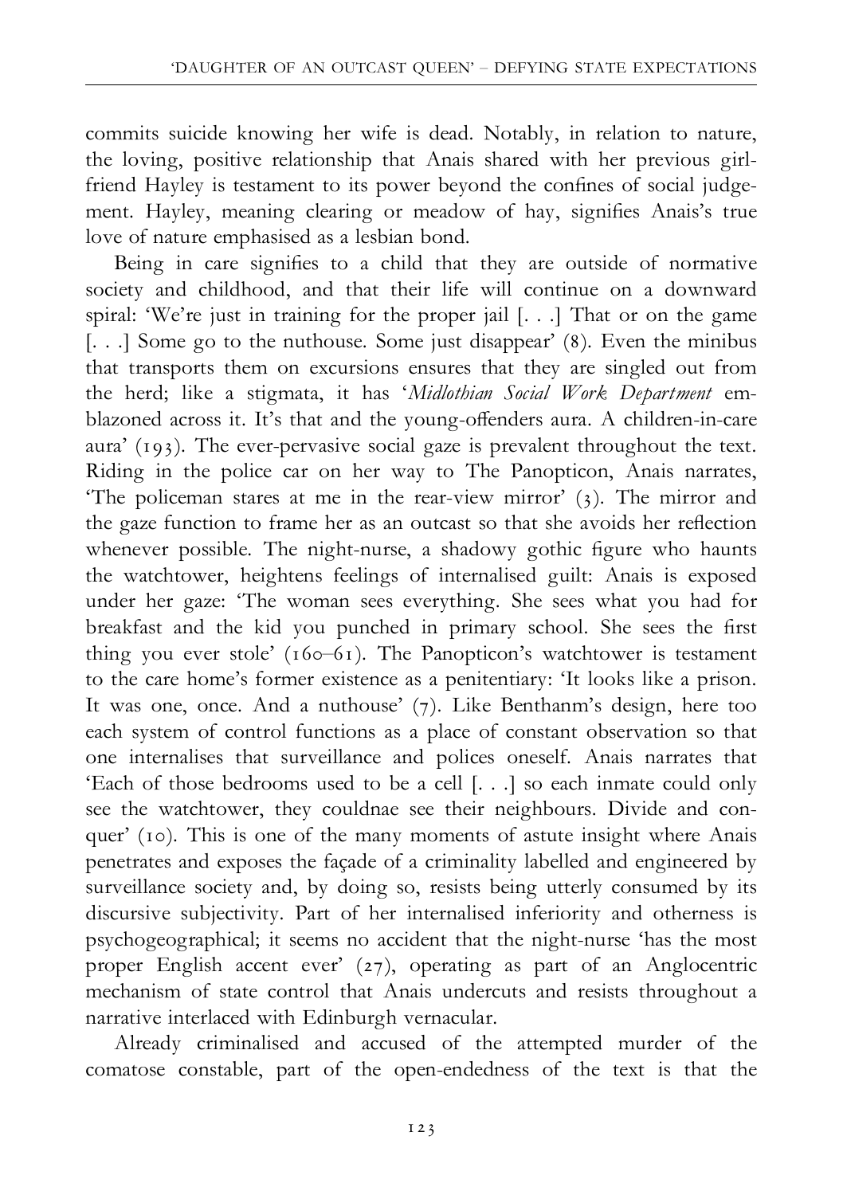commits suicide knowing her wife is dead. Notably, in relation to nature, the loving, positive relationship that Anais shared with her previous girlfriend Hayley is testament to its power beyond the confines of social judgement. Hayley, meaning clearing or meadow of hay, signifies Anais's true love of nature emphasised as a lesbian bond.

Being in care signifies to a child that they are outside of normative society and childhood, and that their life will continue on a downward spiral: 'We're just in training for the proper jail [. . .] That or on the game [. . .] Some go to the nuthouse. Some just disappear' (8). Even the minibus that transports them on excursions ensures that they are singled out from the herd; like a stigmata, it has '*Midlothian Social Work Department* emblazoned across it. It's that and the young-offenders aura. A children-in-care aura' (193). The ever-pervasive social gaze is prevalent throughout the text. Riding in the police car on her way to The Panopticon, Anais narrates, 'The policeman stares at me in the rear-view mirror' (3). The mirror and the gaze function to frame her as an outcast so that she avoids her reflection whenever possible. The night-nurse, a shadowy gothic figure who haunts the watchtower, heightens feelings of internalised guilt: Anais is exposed under her gaze: 'The woman sees everything. She sees what you had for breakfast and the kid you punched in primary school. She sees the first thing you ever stole' (160–61). The Panopticon's watchtower is testament to the care home's former existence as a penitentiary: 'It looks like a prison. It was one, once. And a nuthouse' (7). Like Benthanm's design, here too each system of control functions as a place of constant observation so that one internalises that surveillance and polices oneself. Anais narrates that 'Each of those bedrooms used to be a cell [. . .] so each inmate could only see the watchtower, they couldnae see their neighbours. Divide and conquer' (10). This is one of the many moments of astute insight where Anais penetrates and exposes the façade of a criminality labelled and engineered by surveillance society and, by doing so, resists being utterly consumed by its discursive subjectivity. Part of her internalised inferiority and otherness is psychogeographical; it seems no accident that the night-nurse 'has the most proper English accent ever' (27), operating as part of an Anglocentric mechanism of state control that Anais undercuts and resists throughout a narrative interlaced with Edinburgh vernacular.

Already criminalised and accused of the attempted murder of the comatose constable, part of the open-endedness of the text is that the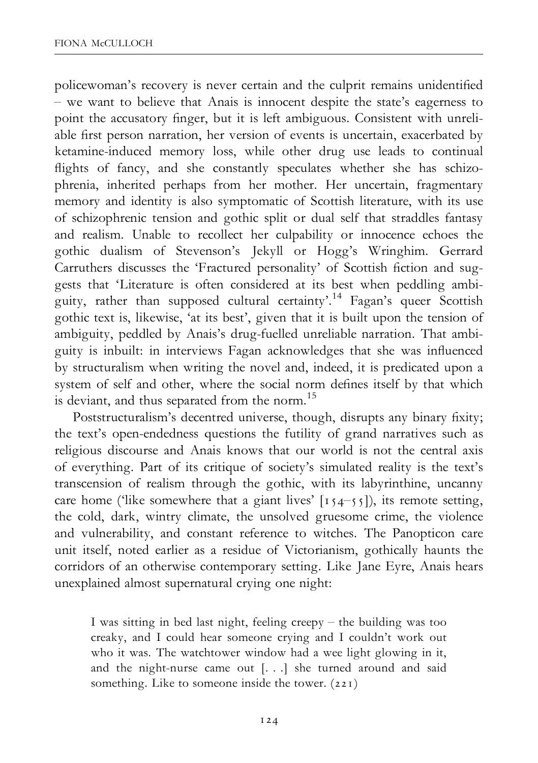policewoman's recovery is never certain and the culprit remains unidentified – we want to believe that Anais is innocent despite the state's eagerness to point the accusatory finger, but it is left ambiguous. Consistent with unreliable first person narration, her version of events is uncertain, exacerbated by ketamine-induced memory loss, while other drug use leads to continual flights of fancy, and she constantly speculates whether she has schizophrenia, inherited perhaps from her mother. Her uncertain, fragmentary memory and identity is also symptomatic of Scottish literature, with its use of schizophrenic tension and gothic split or dual self that straddles fantasy and realism. Unable to recollect her culpability or innocence echoes the gothic dualism of Stevenson's Jekyll or Hogg's Wringhim. Gerrard Carruthers discusses the 'Fractured personality' of Scottish fiction and suggests that 'Literature is often considered at its best when peddling ambiguity, rather than supposed cultural certainty'.[14] Fagan's queer Scottish gothic text is, likewise, 'at its best', given that it is built upon the tension of ambiguity, peddled by Anais's drug-fuelled unreliable narration. That ambiguity is inbuilt: in interviews Fagan acknowledges that she was influenced by structuralism when writing the novel and, indeed, it is predicated upon a system of self and other, where the social norm defines itself by that which is deviant, and thus separated from the norm.[15]

Poststructuralism's decentred universe, though, disrupts any binary fixity; the text's open-endedness questions the futility of grand narratives such as religious discourse and Anais knows that our world is not the central axis of everything. Part of its critique of society's simulated reality is the text's transcension of realism through the gothic, with its labyrinthine, uncanny care home ('like somewhere that a giant lives' [154–55]), its remote setting, the cold, dark, wintry climate, the unsolved gruesome crime, the violence and vulnerability, and constant reference to witches. The Panopticon care unit itself, noted earlier as a residue of Victorianism, gothically haunts the corridors of an otherwise contemporary setting. Like Jane Eyre, Anais hears unexplained almost supernatural crying one night:

> I was sitting in bed last night, feeling creepy – the building was too creaky, and I could hear someone crying and I couldn't work out who it was. The watchtower window had a wee light glowing in it, and the night-nurse came out [. . .] she turned around and said something. Like to someone inside the tower. (221)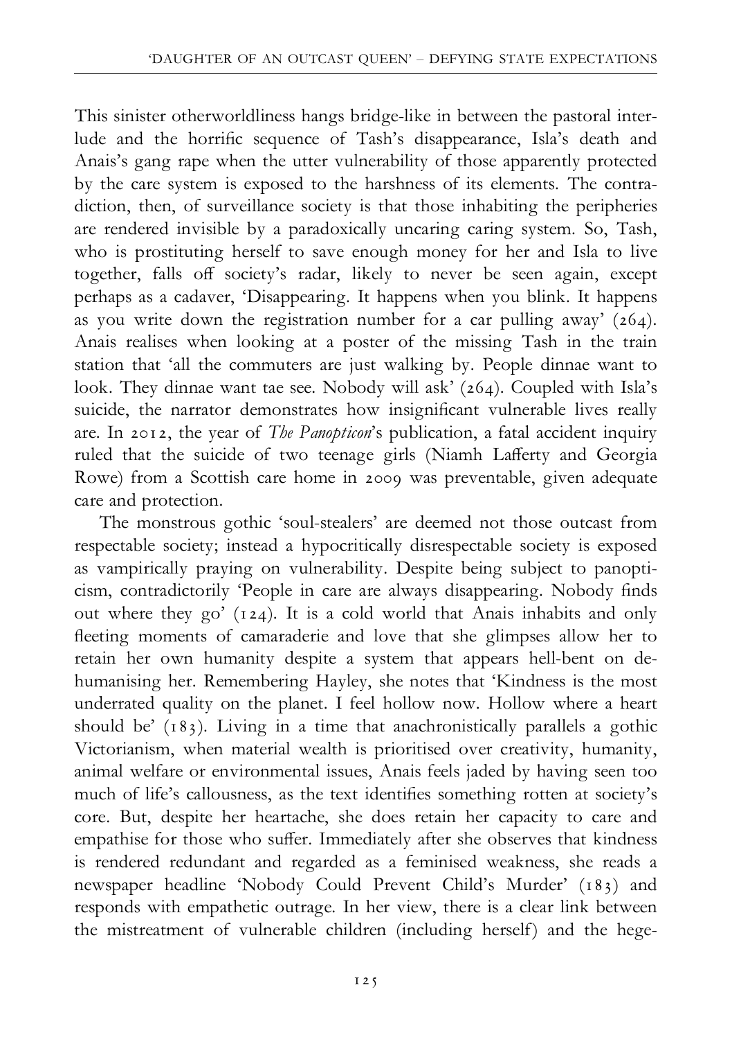This sinister otherworldliness hangs bridge-like in between the pastoral interlude and the horrific sequence of Tash's disappearance, Isla's death and Anais's gang rape when the utter vulnerability of those apparently protected by the care system is exposed to the harshness of its elements. The contradiction, then, of surveillance society is that those inhabiting the peripheries are rendered invisible by a paradoxically uncaring caring system. So, Tash, who is prostituting herself to save enough money for her and Isla to live together, falls off society's radar, likely to never be seen again, except perhaps as a cadaver, 'Disappearing. It happens when you blink. It happens as you write down the registration number for a car pulling away' (264). Anais realises when looking at a poster of the missing Tash in the train station that 'all the commuters are just walking by. People dinnae want to look. They dinnae want tae see. Nobody will ask' (264). Coupled with Isla's suicide, the narrator demonstrates how insignificant vulnerable lives really are. In 2012, the year of *The Panopticon*'s publication, a fatal accident inquiry ruled that the suicide of two teenage girls (Niamh Lafferty and Georgia Rowe) from a Scottish care home in 2009 was preventable, given adequate care and protection.

The monstrous gothic 'soul-stealers' are deemed not those outcast from respectable society; instead a hypocritically disrespectable society is exposed as vampirically praying on vulnerability. Despite being subject to panopticism, contradictorily 'People in care are always disappearing. Nobody finds out where they go' (124). It is a cold world that Anais inhabits and only fleeting moments of camaraderie and love that she glimpses allow her to retain her own humanity despite a system that appears hell-bent on dehumanising her. Remembering Hayley, she notes that 'Kindness is the most underrated quality on the planet. I feel hollow now. Hollow where a heart should be' (183). Living in a time that anachronistically parallels a gothic Victorianism, when material wealth is prioritised over creativity, humanity, animal welfare or environmental issues, Anais feels jaded by having seen too much of life's callousness, as the text identifies something rotten at society's core. But, despite her heartache, she does retain her capacity to care and empathise for those who suffer. Immediately after she observes that kindness is rendered redundant and regarded as a feminised weakness, she reads a newspaper headline 'Nobody Could Prevent Child's Murder' (183) and responds with empathetic outrage. In her view, there is a clear link between the mistreatment of vulnerable children (including herself) and the hege-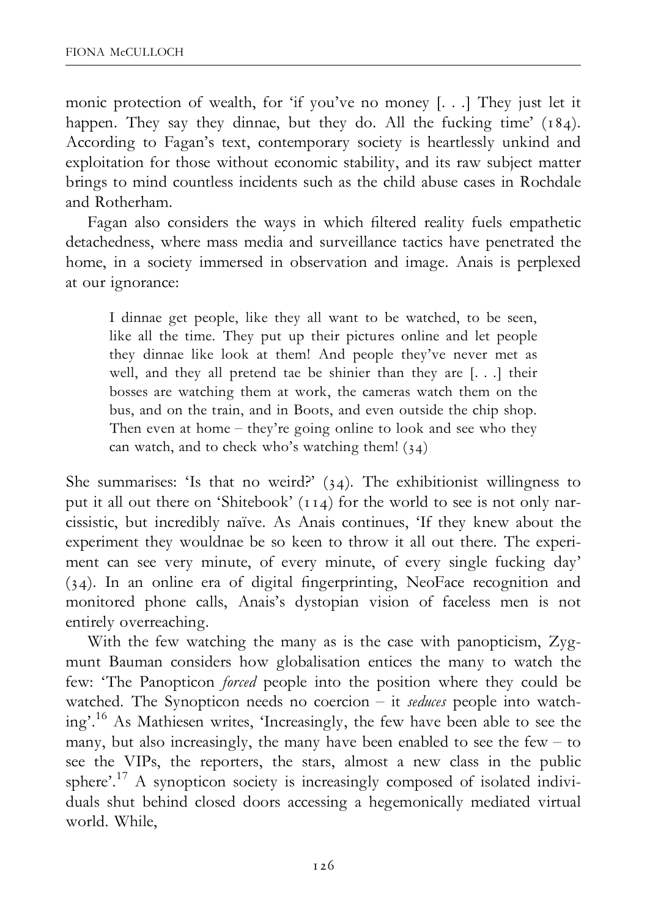monic protection of wealth, for 'if you've no money [. . .] They just let it happen. They say they dinnae, but they do. All the fucking time' (184). According to Fagan's text, contemporary society is heartlessly unkind and exploitation for those without economic stability, and its raw subject matter brings to mind countless incidents such as the child abuse cases in Rochdale and Rotherham.

Fagan also considers the ways in which filtered reality fuels empathetic detachedness, where mass media and surveillance tactics have penetrated the home, in a society immersed in observation and image. Anais is perplexed at our ignorance:

> I dinnae get people, like they all want to be watched, to be seen, like all the time. They put up their pictures online and let people they dinnae like look at them! And people they've never met as well, and they all pretend tae be shinier than they are [. . .] their bosses are watching them at work, the cameras watch them on the bus, and on the train, and in Boots, and even outside the chip shop. Then even at home – they're going online to look and see who they can watch, and to check who's watching them! (34)

She summarises: 'Is that no weird?' (34). The exhibitionist willingness to put it all out there on 'Shitebook' (114) for the world to see is not only narcissistic, but incredibly naïve. As Anais continues, 'If they knew about the experiment they wouldnae be so keen to throw it all out there. The experiment can see very minute, of every minute, of every single fucking day' (34). In an online era of digital fingerprinting, NeoFace recognition and monitored phone calls, Anais's dystopian vision of faceless men is not entirely overreaching.

With the few watching the many as is the case with panopticism, Zygmunt Bauman considers how globalisation entices the many to watch the few: 'The Panopticon *forced* people into the position where they could be watched. The Synopticon needs no coercion – it *seduces* people into watching'.[16] As Mathiesen writes, 'Increasingly, the few have been able to see the many, but also increasingly, the many have been enabled to see the few – to see the VIPs, the reporters, the stars, almost a new class in the public sphere'.[17] A synopticon society is increasingly composed of isolated individuals shut behind closed doors accessing a hegemonically mediated virtual world. While,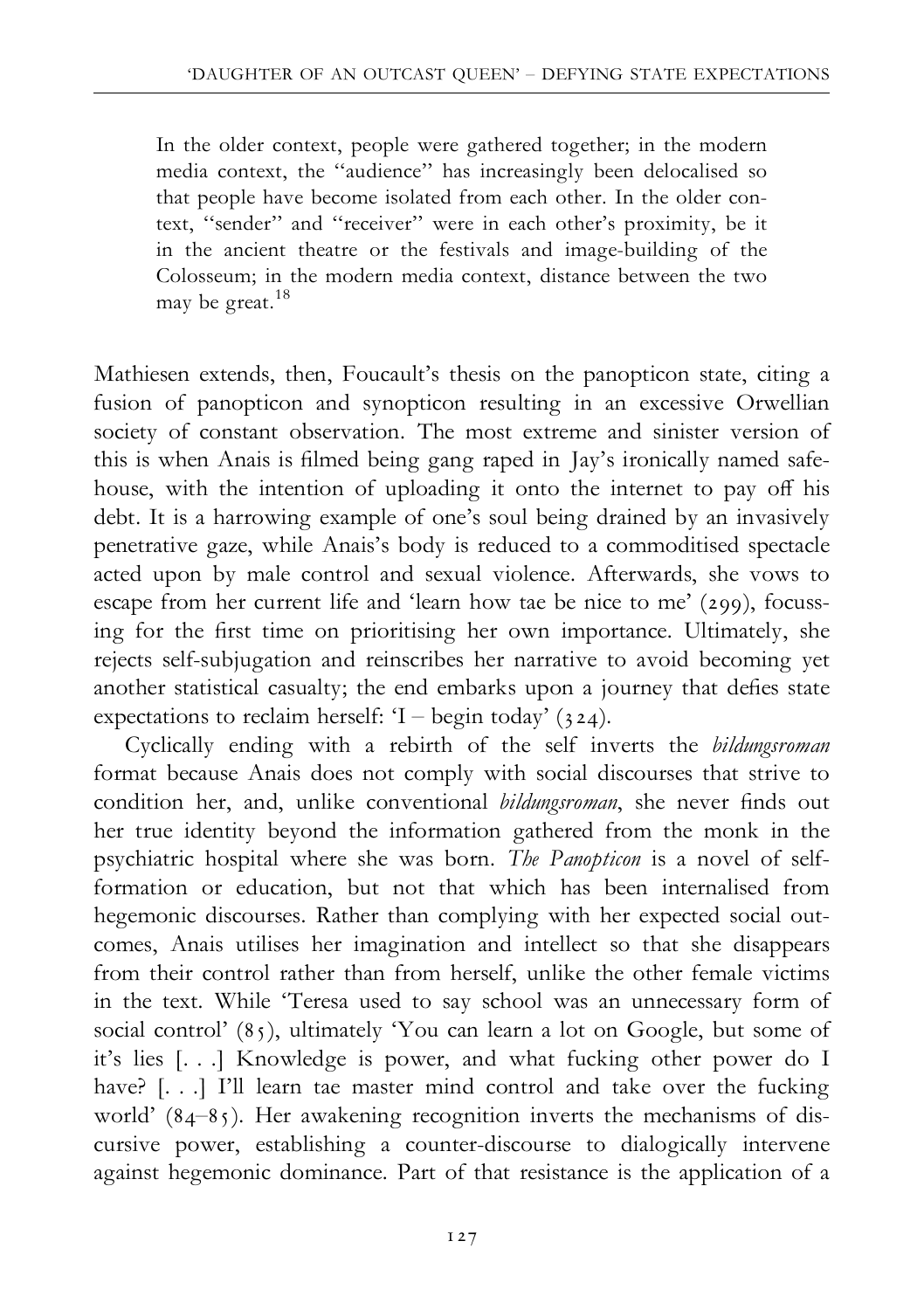> In the older context, people were gathered together; in the modern media context, the "audience" has increasingly been delocalised so that people have become isolated from each other. In the older context, "sender" and "receiver" were in each other's proximity, be it in the ancient theatre or the festivals and image-building of the Colosseum; in the modern media context, distance between the two may be great.[18]

Mathiesen extends, then, Foucault's thesis on the panopticon state, citing a fusion of panopticon and synopticon resulting in an excessive Orwellian society of constant observation. The most extreme and sinister version of this is when Anais is filmed being gang raped in Jay's ironically named safe-house, with the intention of uploading it onto the internet to pay off his debt. It is a harrowing example of one's soul being drained by an invasively penetrative gaze, while Anais's body is reduced to a commoditised spectacle acted upon by male control and sexual violence. Afterwards, she vows to escape from her current life and 'learn how tae be nice to me' (299), focussing for the first time on prioritising her own importance. Ultimately, she rejects self-subjugation and reinscribes her narrative to avoid becoming yet another statistical casualty; the end embarks upon a journey that defies state expectations to reclaim herself: 'I – begin today' (324).

Cyclically ending with a rebirth of the self inverts the *bildungsroman* format because Anais does not comply with social discourses that strive to condition her, and, unlike conventional *bildungsroman*, she never finds out her true identity beyond the information gathered from the monk in the psychiatric hospital where she was born. *The Panopticon* is a novel of self-formation or education, but not that which has been internalised from hegemonic discourses. Rather than complying with her expected social outcomes, Anais utilises her imagination and intellect so that she disappears from their control rather than from herself, unlike the other female victims in the text. While 'Teresa used to say school was an unnecessary form of social control' (85), ultimately 'You can learn a lot on Google, but some of it's lies [. . .] Knowledge is power, and what fucking other power do I have? [. . .] I'll learn tae master mind control and take over the fucking world' (84–85). Her awakening recognition inverts the mechanisms of discursive power, establishing a counter-discourse to dialogically intervene against hegemonic dominance. Part of that resistance is the application of a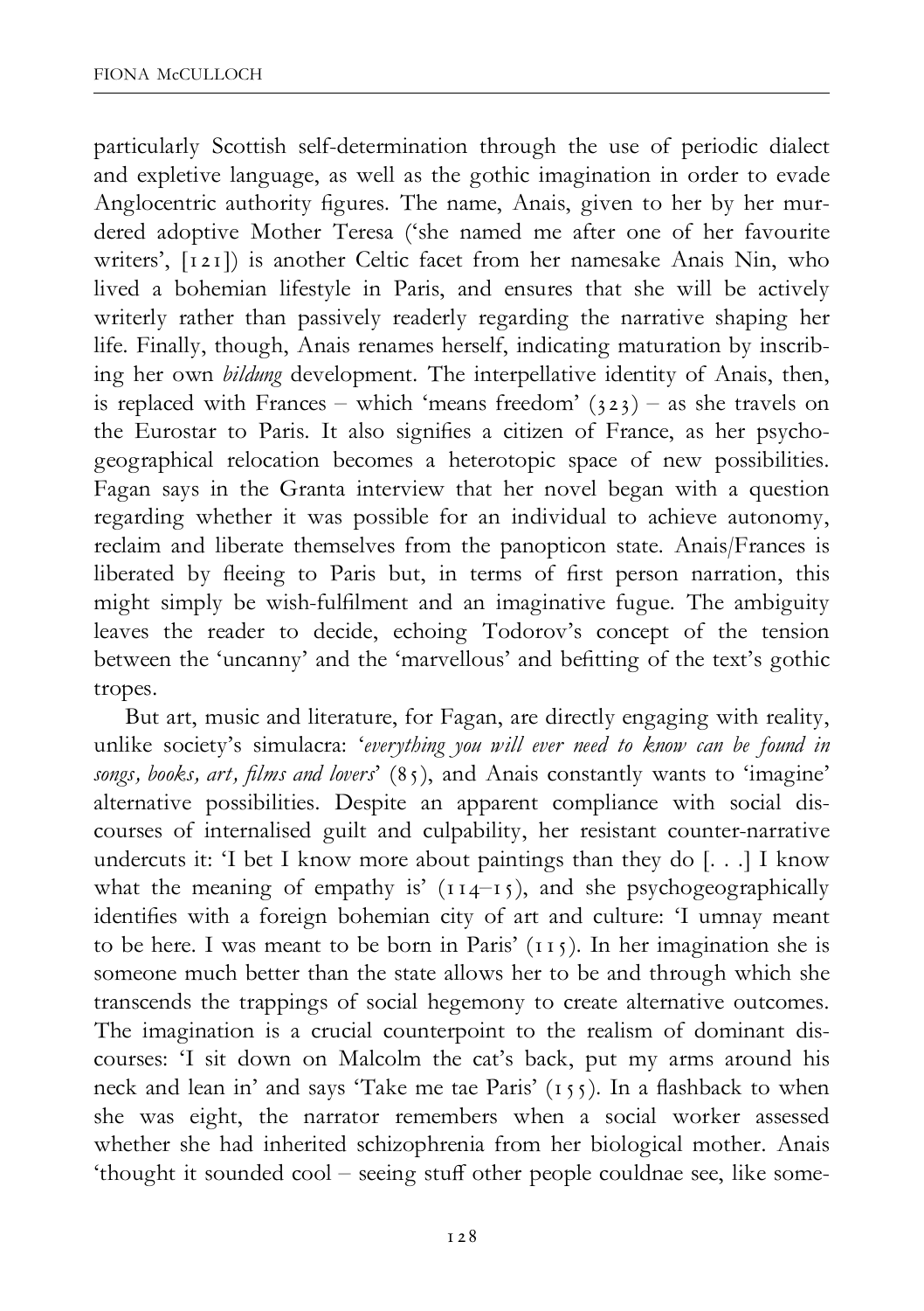particularly Scottish self-determination through the use of periodic dialect and expletive language, as well as the gothic imagination in order to evade Anglocentric authority figures. The name, Anais, given to her by her murdered adoptive Mother Teresa ('she named me after one of her favourite writers', [121]) is another Celtic facet from her namesake Anais Nin, who lived a bohemian lifestyle in Paris, and ensures that she will be actively writerly rather than passively readerly regarding the narrative shaping her life. Finally, though, Anais renames herself, indicating maturation by inscribing her own *bildung* development. The interpellative identity of Anais, then, is replaced with Frances – which 'means freedom' (323) – as she travels on the Eurostar to Paris. It also signifies a citizen of France, as her psychogeographical relocation becomes a heterotopic space of new possibilities. Fagan says in the Granta interview that her novel began with a question regarding whether it was possible for an individual to achieve autonomy, reclaim and liberate themselves from the panopticon state. Anais/Frances is liberated by fleeing to Paris but, in terms of first person narration, this might simply be wish-fulfilment and an imaginative fugue. The ambiguity leaves the reader to decide, echoing Todorov's concept of the tension between the 'uncanny' and the 'marvellous' and befitting of the text's gothic tropes.

But art, music and literature, for Fagan, are directly engaging with reality, unlike society's simulacra: '*everything you will ever need to know can be found in songs, books, art, films and lovers*' (85), and Anais constantly wants to 'imagine' alternative possibilities. Despite an apparent compliance with social discourses of internalised guilt and culpability, her resistant counter-narrative undercuts it: 'I bet I know more about paintings than they do [. . .] I know what the meaning of empathy is' (114–15), and she psychogeographically identifies with a foreign bohemian city of art and culture: 'I umnay meant to be here. I was meant to be born in Paris' (115). In her imagination she is someone much better than the state allows her to be and through which she transcends the trappings of social hegemony to create alternative outcomes. The imagination is a crucial counterpoint to the realism of dominant discourses: 'I sit down on Malcolm the cat's back, put my arms around his neck and lean in' and says 'Take me tae Paris' (155). In a flashback to when she was eight, the narrator remembers when a social worker assessed whether she had inherited schizophrenia from her biological mother. Anais 'thought it sounded cool – seeing stuff other people couldnae see, like some-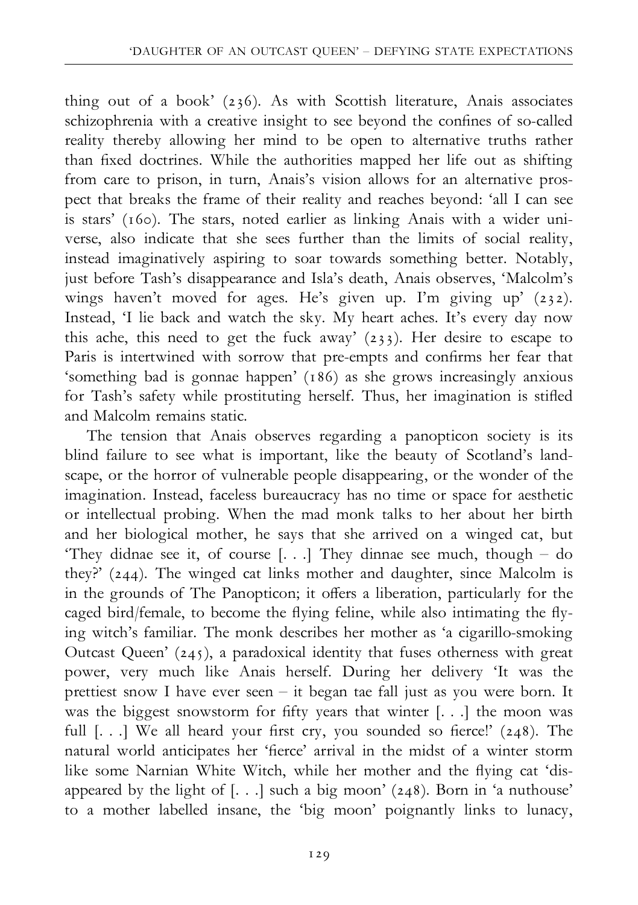thing out of a book' (236). As with Scottish literature, Anais associates schizophrenia with a creative insight to see beyond the confines of so-called reality thereby allowing her mind to be open to alternative truths rather than fixed doctrines. While the authorities mapped her life out as shifting from care to prison, in turn, Anais's vision allows for an alternative prospect that breaks the frame of their reality and reaches beyond: 'all I can see is stars' (160). The stars, noted earlier as linking Anais with a wider universe, also indicate that she sees further than the limits of social reality, instead imaginatively aspiring to soar towards something better. Notably, just before Tash's disappearance and Isla's death, Anais observes, 'Malcolm's wings haven't moved for ages. He's given up. I'm giving up' (232). Instead, 'I lie back and watch the sky. My heart aches. It's every day now this ache, this need to get the fuck away' (233). Her desire to escape to Paris is intertwined with sorrow that pre-empts and confirms her fear that 'something bad is gonnae happen' (186) as she grows increasingly anxious for Tash's safety while prostituting herself. Thus, her imagination is stifled and Malcolm remains static.

The tension that Anais observes regarding a panopticon society is its blind failure to see what is important, like the beauty of Scotland's landscape, or the horror of vulnerable people disappearing, or the wonder of the imagination. Instead, faceless bureaucracy has no time or space for aesthetic or intellectual probing. When the mad monk talks to her about her birth and her biological mother, he says that she arrived on a winged cat, but 'They didnae see it, of course [. . .] They dinnae see much, though – do they?' (244). The winged cat links mother and daughter, since Malcolm is in the grounds of The Panopticon; it offers a liberation, particularly for the caged bird/female, to become the flying feline, while also intimating the flying witch's familiar. The monk describes her mother as 'a cigarillo-smoking Outcast Queen' (245), a paradoxical identity that fuses otherness with great power, very much like Anais herself. During her delivery 'It was the prettiest snow I have ever seen – it began tae fall just as you were born. It was the biggest snowstorm for fifty years that winter [. . .] the moon was full [. . .] We all heard your first cry, you sounded so fierce!' (248). The natural world anticipates her 'fierce' arrival in the midst of a winter storm like some Narnian White Witch, while her mother and the flying cat 'disappeared by the light of [. . .] such a big moon' (248). Born in 'a nuthouse' to a mother labelled insane, the 'big moon' poignantly links to lunacy,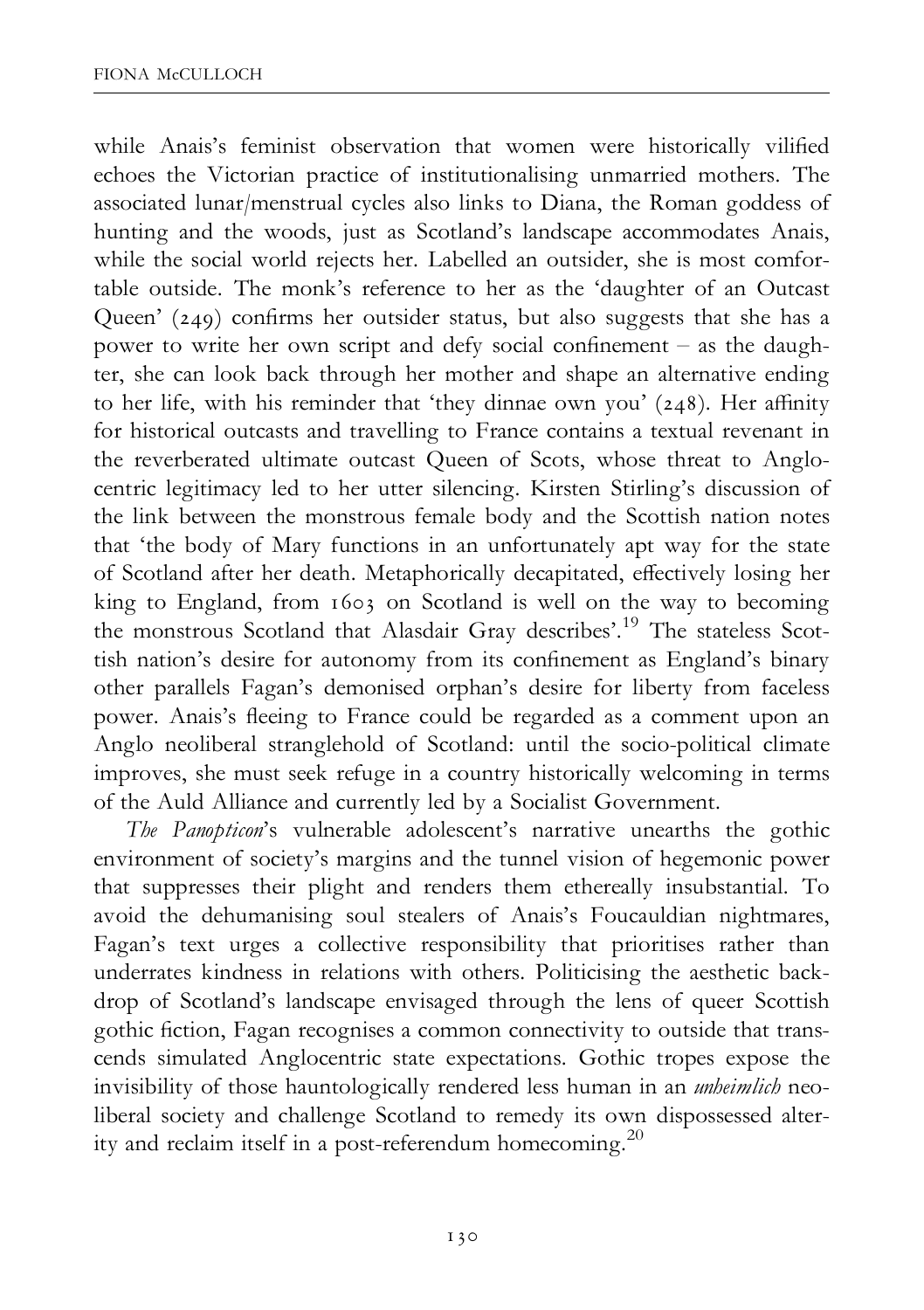while Anais's feminist observation that women were historically vilified echoes the Victorian practice of institutionalising unmarried mothers. The associated lunar/menstrual cycles also links to Diana, the Roman goddess of hunting and the woods, just as Scotland's landscape accommodates Anais, while the social world rejects her. Labelled an outsider, she is most comfortable outside. The monk's reference to her as the 'daughter of an Outcast Queen' (249) confirms her outsider status, but also suggests that she has a power to write her own script and defy social confinement – as the daughter, she can look back through her mother and shape an alternative ending to her life, with his reminder that 'they dinnae own you' (248). Her affinity for historical outcasts and travelling to France contains a textual revenant in the reverberated ultimate outcast Queen of Scots, whose threat to Anglocentric legitimacy led to her utter silencing. Kirsten Stirling's discussion of the link between the monstrous female body and the Scottish nation notes that 'the body of Mary functions in an unfortunately apt way for the state of Scotland after her death. Metaphorically decapitated, effectively losing her king to England, from 1603 on Scotland is well on the way to becoming the monstrous Scotland that Alasdair Gray describes'.[19] The stateless Scottish nation's desire for autonomy from its confinement as England's binary other parallels Fagan's demonised orphan's desire for liberty from faceless power. Anais's fleeing to France could be regarded as a comment upon an Anglo neoliberal stranglehold of Scotland: until the socio-political climate improves, she must seek refuge in a country historically welcoming in terms of the Auld Alliance and currently led by a Socialist Government.

*The Panopticon*'s vulnerable adolescent's narrative unearths the gothic environment of society's margins and the tunnel vision of hegemonic power that suppresses their plight and renders them ethereally insubstantial. To avoid the dehumanising soul stealers of Anais's Foucauldian nightmares, Fagan's text urges a collective responsibility that prioritises rather than underrates kindness in relations with others. Politicising the aesthetic backdrop of Scotland's landscape envisaged through the lens of queer Scottish gothic fiction, Fagan recognises a common connectivity to outside that transcends simulated Anglocentric state expectations. Gothic tropes expose the invisibility of those hauntologically rendered less human in an *unheimlich* neoliberal society and challenge Scotland to remedy its own dispossessed alterity and reclaim itself in a post-referendum homecoming.[20]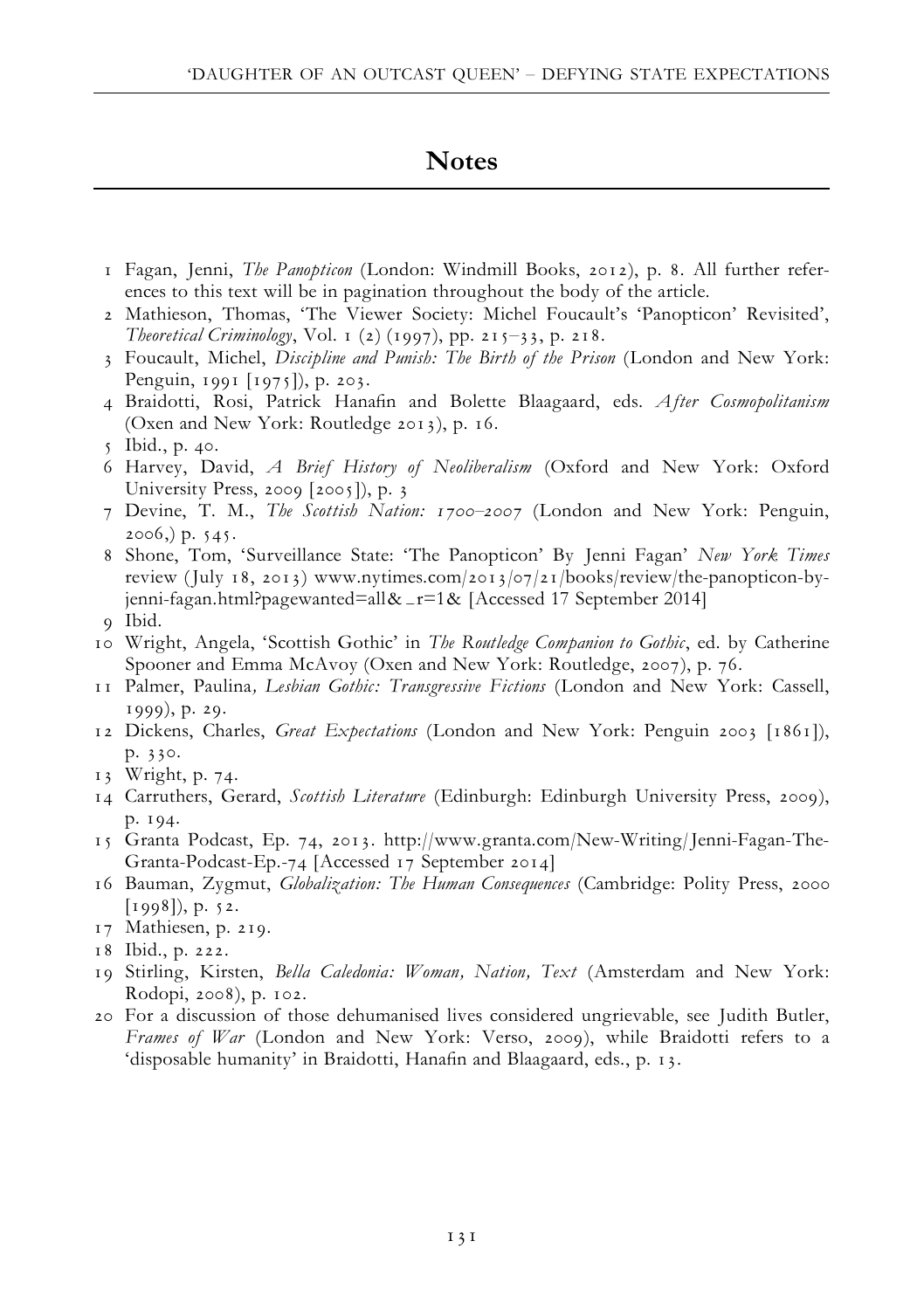## Notes

1. Fagan, Jenni, *The Panopticon* (London: Windmill Books, 2012), p. 8. All further references to this text will be in pagination throughout the body of the article.
2. Mathieson, Thomas, 'The Viewer Society: Michel Foucault's 'Panopticon' Revisited', *Theoretical Criminology*, Vol. 1 (2) (1997), pp. 215–33, p. 218.
3. Foucault, Michel, *Discipline and Punish: The Birth of the Prison* (London and New York: Penguin, 1991 [1975]), p. 203.
4. Braidotti, Rosi, Patrick Hanafin and Bolette Blaagaard, eds. *After Cosmopolitanism* (Oxen and New York: Routledge 2013), p. 16.
5. Ibid., p. 40.
6. Harvey, David, *A Brief History of Neoliberalism* (Oxford and New York: Oxford University Press, 2009 [2005]), p. 3
7. Devine, T. M., *The Scottish Nation: 1700–2007* (London and New York: Penguin, 2006,) p. 545.
8. Shone, Tom, 'Surveillance State: 'The Panopticon' By Jenni Fagan' *New York Times* review (July 18, 2013) www.nytimes.com/2013/07/21/books/review/the-panopticon-by-jenni-fagan.html?pagewanted=all&_r=1& [Accessed 17 September 2014]
9. Ibid.
10. Wright, Angela, 'Scottish Gothic' in *The Routledge Companion to Gothic*, ed. by Catherine Spooner and Emma McAvoy (Oxen and New York: Routledge, 2007), p. 76.
11. Palmer, Paulina, *Lesbian Gothic: Transgressive Fictions* (London and New York: Cassell, 1999), p. 29.
12. Dickens, Charles, *Great Expectations* (London and New York: Penguin 2003 [1861]), p. 330.
13. Wright, p. 74.
14. Carruthers, Gerard, *Scottish Literature* (Edinburgh: Edinburgh University Press, 2009), p. 194.
15. Granta Podcast, Ep. 74, 2013. http://www.granta.com/New-Writing/Jenni-Fagan-The-Granta-Podcast-Ep.-74 [Accessed 17 September 2014]
16. Bauman, Zygmut, *Globalization: The Human Consequences* (Cambridge: Polity Press, 2000 [1998]), p. 52.
17. Mathiesen, p. 219.
18. Ibid., p. 222.
19. Stirling, Kirsten, *Bella Caledonia: Woman, Nation, Text* (Amsterdam and New York: Rodopi, 2008), p. 102.
20. For a discussion of those dehumanised lives considered ungrievable, see Judith Butler, *Frames of War* (London and New York: Verso, 2009), while Braidotti refers to a 'disposable humanity' in Braidotti, Hanafin and Blaagaard, eds., p. 13.